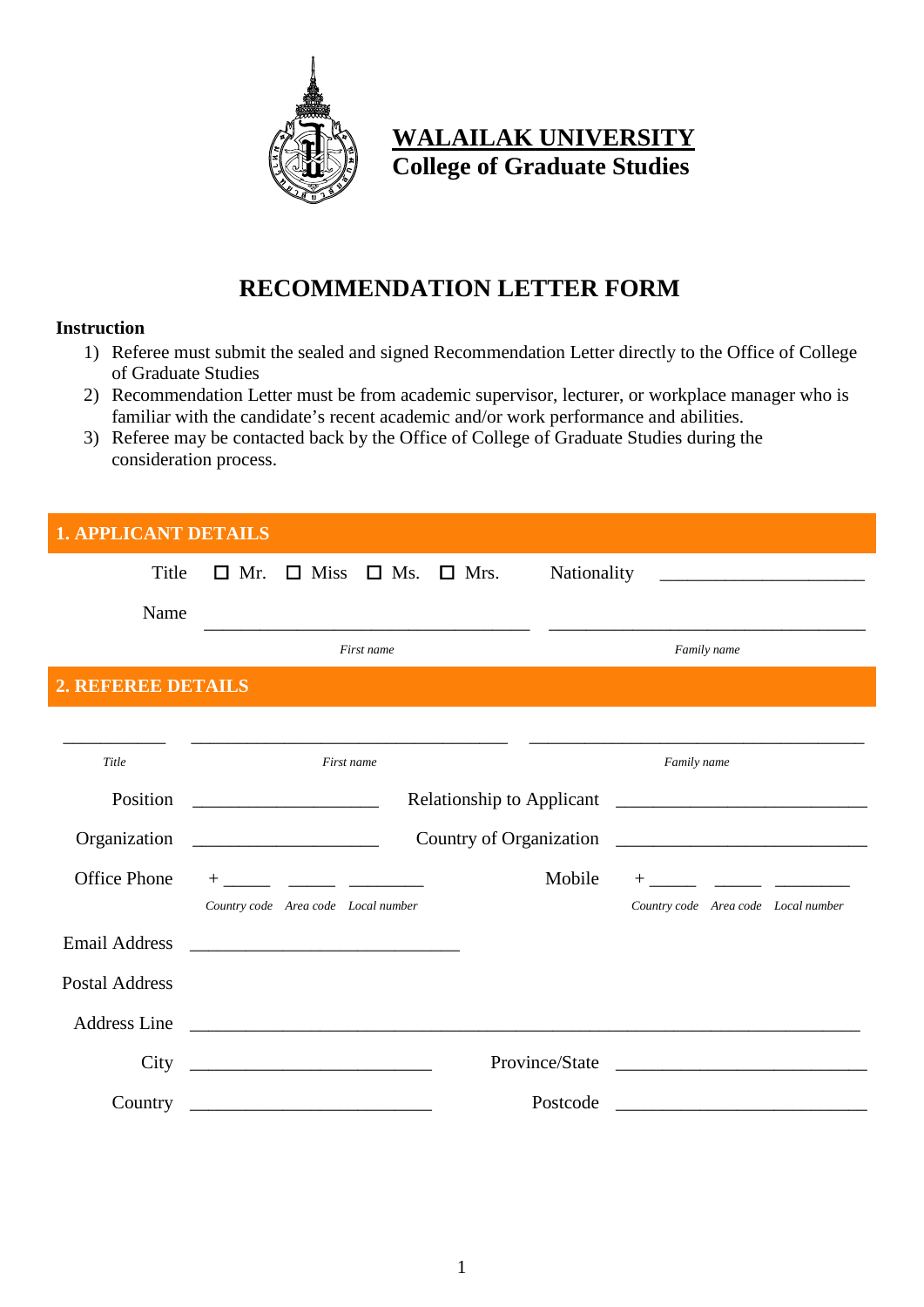# WALAILAK UNIVERSITY
## College of Graduate Studies

# RECOMMENDATION LETTER FORM

**Instruction**

1) Referee must submit the sealed and signed Recommendation Letter directly to the Office of College of Graduate Studies
2) Recommendation Letter must be from academic supervisor, lecturer, or workplace manager who is familiar with the candidate's recent academic and/or work performance and abilities.
3) Referee may be contacted back by the Office of College of Graduate Studies during the consideration process.

## 1. APPLICANT DETAILS

Title ☐ Mr. ☐ Miss ☐ Ms. ☐ Mrs.     Nationality ______________________

Name ___________________________________ ___________________________________

*First name*     *Family name*

## 2. REFEREE DETAILS

___________ ___________________________________ ___________________________________

*Title*     *First name*     *Family name*

Position ____________________     Relationship to Applicant ___________________________

Organization ____________________     Country of Organization ___________________________

Office Phone + _____ _____ ________     Mobile + _____ _____ ________

*Country code Area code Local number*     *Country code Area code Local number*

Email Address _____________________________

Postal Address

Address Line ________________________________________________________________________

City __________________________     Province/State ___________________________

Country __________________________     Postcode ___________________________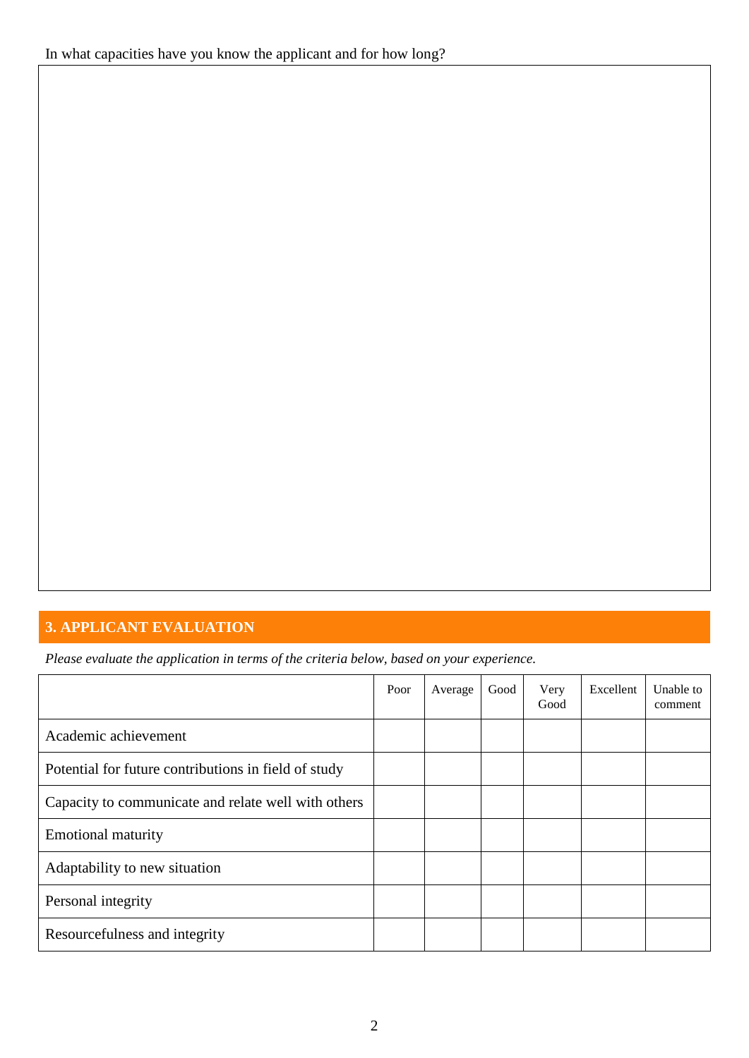In what capacities have you know the applicant and for how long?

## 3. APPLICANT EVALUATION

*Please evaluate the application in terms of the criteria below, based on your experience.*

| | Poor | Average | Good | Very Good | Excellent | Unable to comment |
|---|---|---|---|---|---|---|
| Academic achievement | | | | | | |
| Potential for future contributions in field of study | | | | | | |
| Capacity to communicate and relate well with others | | | | | | |
| Emotional maturity | | | | | | |
| Adaptability to new situation | | | | | | |
| Personal integrity | | | | | | |
| Resourcefulness and integrity | | | | | | |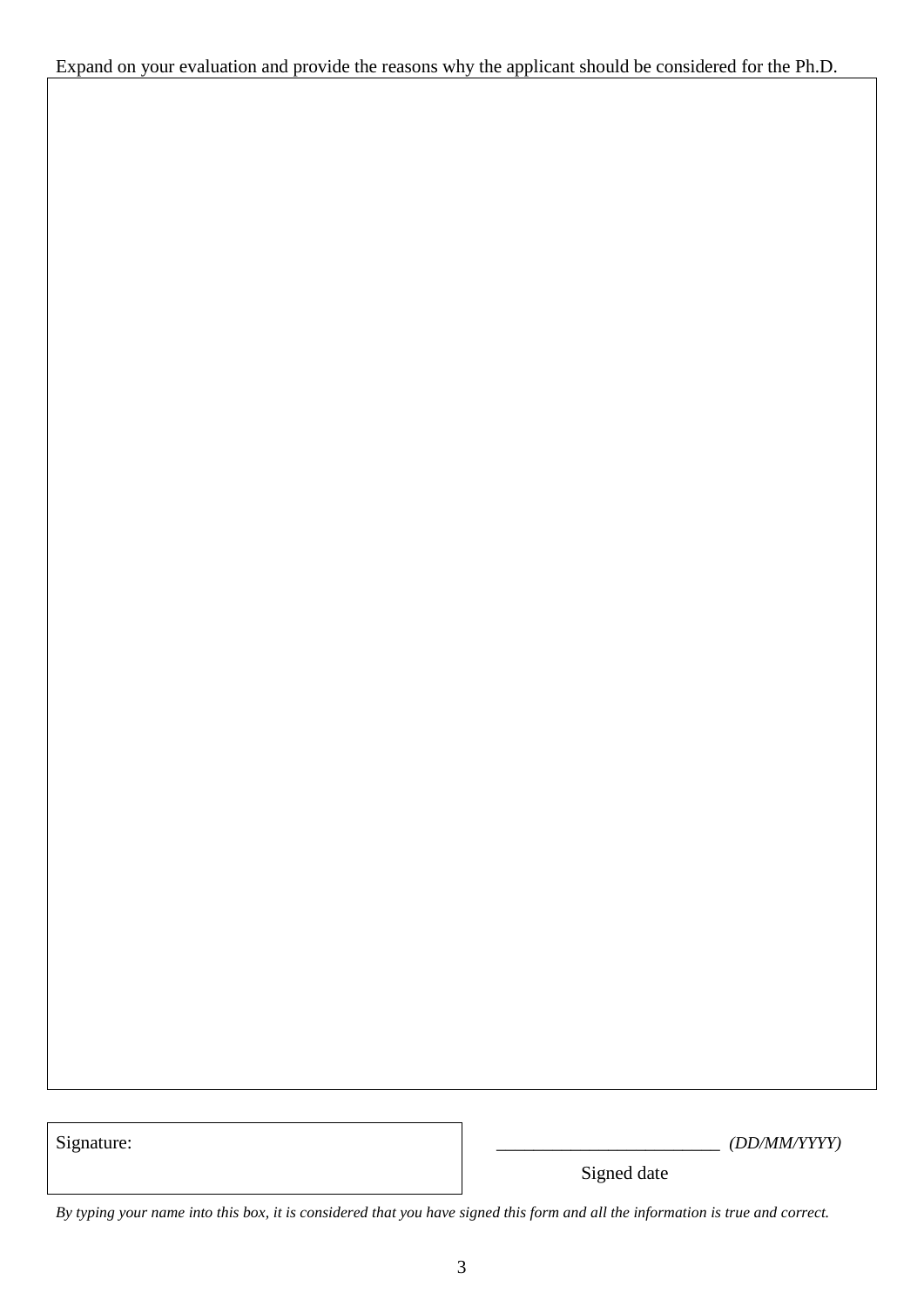Expand on your evaluation and provide the reasons why the applicant should be considered for the Ph.D.

| |
|---|
| |

| | |
|---|---|
| Signature: | _________________________ *(DD/MM/YYYY)*<br>Signed date |

*By typing your name into this box, it is considered that you have signed this form and all the information is true and correct.*